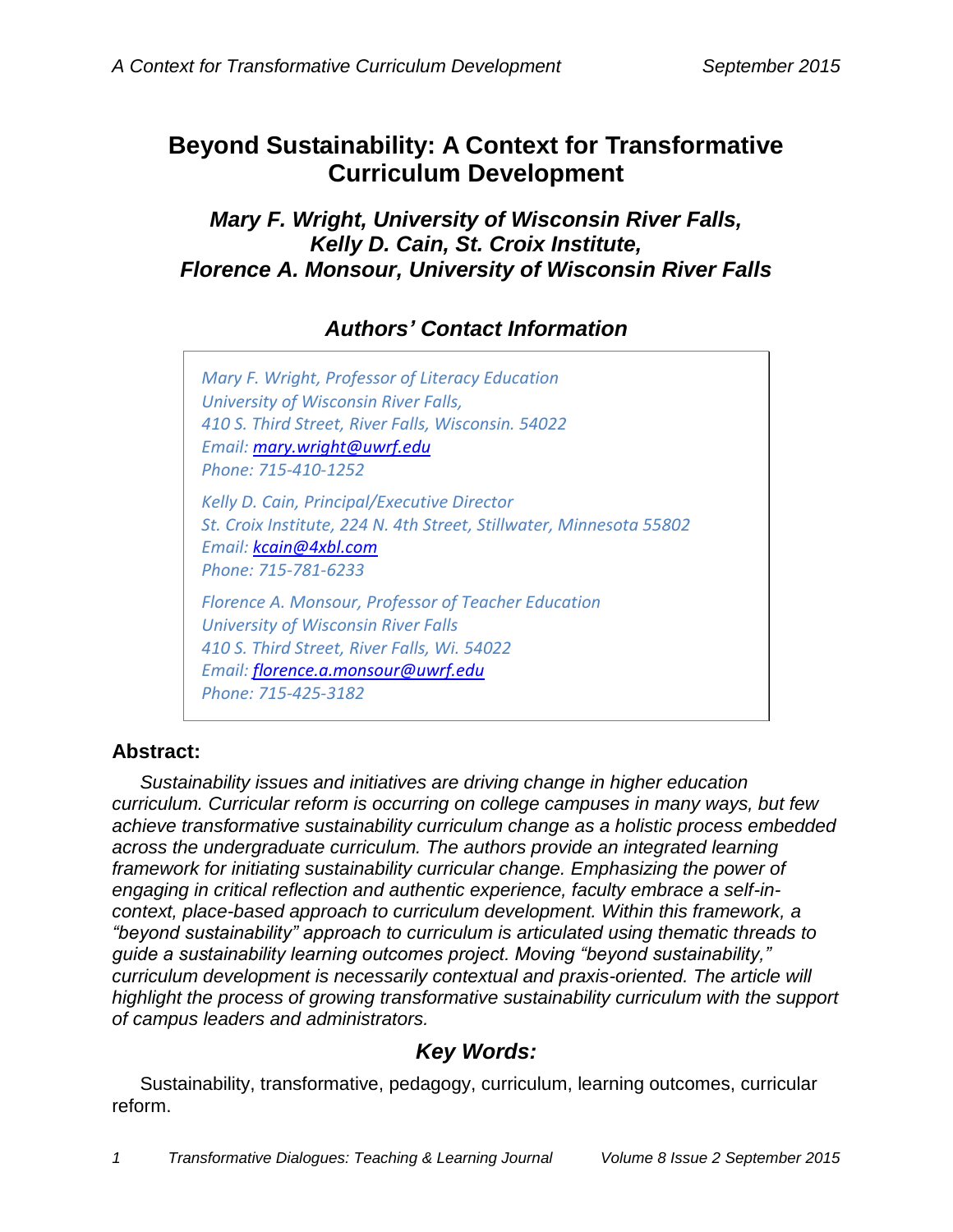# Beyond Sustainability: A Context for Transformative Curriculum Development

### *Mary F. Wright, University of Wisconsin River Falls, Kelly D. Cain, St. Croix Institute, Florence A. Monsour, University of Wisconsin River Falls*

## *Authors' Contact Information*

*Mary F. Wright, Professor of Literacy Education*
*University of Wisconsin River Falls,*
*410 S. Third Street, River Falls, Wisconsin. 54022*
*Email: mary.wright@uwrf.edu*
*Phone: 715-410-1252*

*Kelly D. Cain, Principal/Executive Director*
*St. Croix Institute, 224 N. 4th Street, Stillwater, Minnesota 55802*
*Email: kcain@4xbl.com*
*Phone: 715-781-6233*

*Florence A. Monsour, Professor of Teacher Education*
*University of Wisconsin River Falls*
*410 S. Third Street, River Falls, Wi. 54022*
*Email: florence.a.monsour@uwrf.edu*
*Phone: 715-425-3182*

**Abstract:**

*Sustainability issues and initiatives are driving change in higher education curriculum. Curricular reform is occurring on college campuses in many ways, but few achieve transformative sustainability curriculum change as a holistic process embedded across the undergraduate curriculum. The authors provide an integrated learning framework for initiating sustainability curricular change. Emphasizing the power of engaging in critical reflection and authentic experience, faculty embrace a self-in-context, place-based approach to curriculum development. Within this framework, a "beyond sustainability" approach to curriculum is articulated using thematic threads to guide a sustainability learning outcomes project. Moving "beyond sustainability," curriculum development is necessarily contextual and praxis-oriented. The article will highlight the process of growing transformative sustainability curriculum with the support of campus leaders and administrators.*

## *Key Words:*

Sustainability, transformative, pedagogy, curriculum, learning outcomes, curricular reform.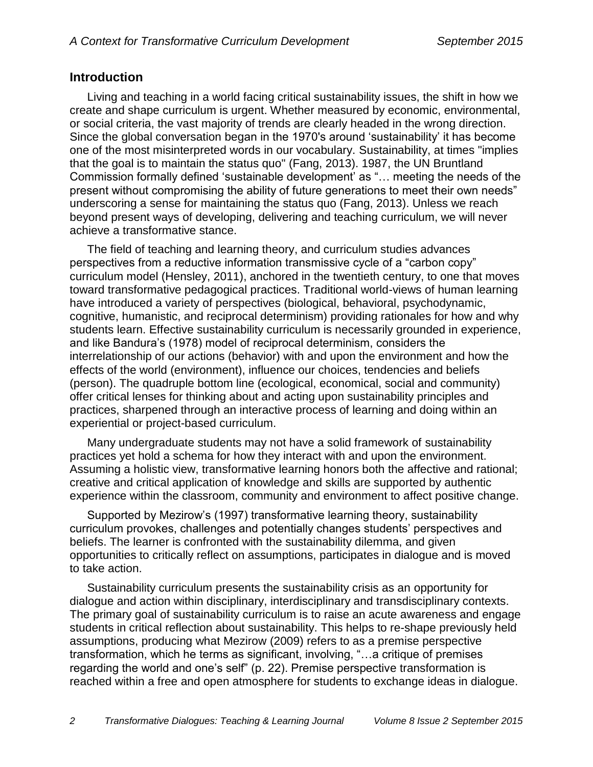## Introduction

Living and teaching in a world facing critical sustainability issues, the shift in how we create and shape curriculum is urgent. Whether measured by economic, environmental, or social criteria, the vast majority of trends are clearly headed in the wrong direction. Since the global conversation began in the 1970's around 'sustainability' it has become one of the most misinterpreted words in our vocabulary. Sustainability, at times "implies that the goal is to maintain the status quo" (Fang, 2013). 1987, the UN Bruntland Commission formally defined 'sustainable development' as "… meeting the needs of the present without compromising the ability of future generations to meet their own needs" underscoring a sense for maintaining the status quo (Fang, 2013). Unless we reach beyond present ways of developing, delivering and teaching curriculum, we will never achieve a transformative stance.

The field of teaching and learning theory, and curriculum studies advances perspectives from a reductive information transmissive cycle of a "carbon copy" curriculum model (Hensley, 2011), anchored in the twentieth century, to one that moves toward transformative pedagogical practices. Traditional world-views of human learning have introduced a variety of perspectives (biological, behavioral, psychodynamic, cognitive, humanistic, and reciprocal determinism) providing rationales for how and why students learn. Effective sustainability curriculum is necessarily grounded in experience, and like Bandura's (1978) model of reciprocal determinism, considers the interrelationship of our actions (behavior) with and upon the environment and how the effects of the world (environment), influence our choices, tendencies and beliefs (person). The quadruple bottom line (ecological, economical, social and community) offer critical lenses for thinking about and acting upon sustainability principles and practices, sharpened through an interactive process of learning and doing within an experiential or project-based curriculum.

Many undergraduate students may not have a solid framework of sustainability practices yet hold a schema for how they interact with and upon the environment. Assuming a holistic view, transformative learning honors both the affective and rational; creative and critical application of knowledge and skills are supported by authentic experience within the classroom, community and environment to affect positive change.

Supported by Mezirow's (1997) transformative learning theory, sustainability curriculum provokes, challenges and potentially changes students' perspectives and beliefs. The learner is confronted with the sustainability dilemma, and given opportunities to critically reflect on assumptions, participates in dialogue and is moved to take action.

Sustainability curriculum presents the sustainability crisis as an opportunity for dialogue and action within disciplinary, interdisciplinary and transdisciplinary contexts. The primary goal of sustainability curriculum is to raise an acute awareness and engage students in critical reflection about sustainability. This helps to re-shape previously held assumptions, producing what Mezirow (2009) refers to as a premise perspective transformation, which he terms as significant, involving, "…a critique of premises regarding the world and one's self" (p. 22). Premise perspective transformation is reached within a free and open atmosphere for students to exchange ideas in dialogue.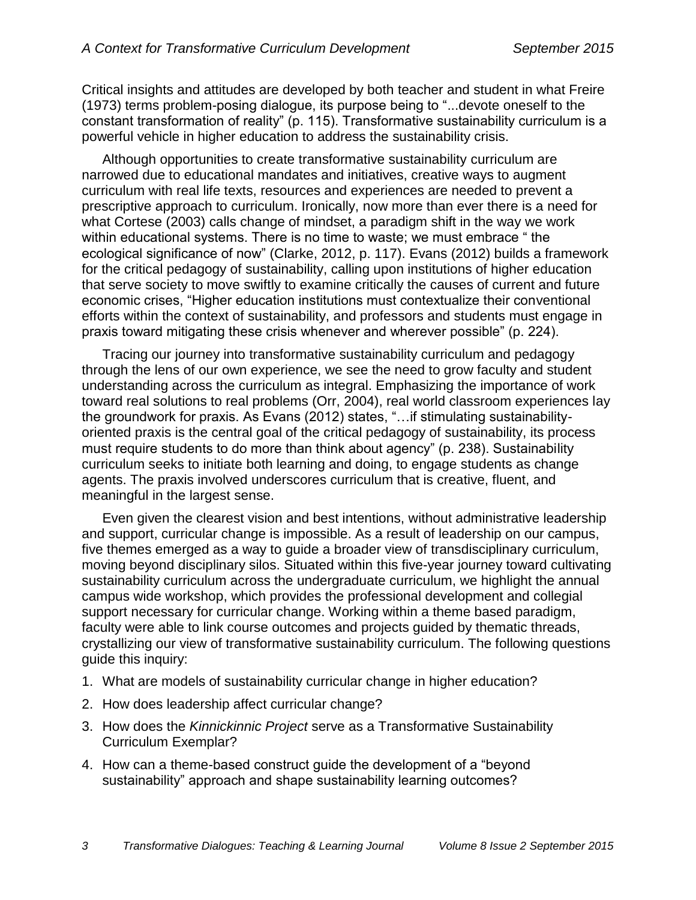Critical insights and attitudes are developed by both teacher and student in what Freire (1973) terms problem-posing dialogue, its purpose being to "...devote oneself to the constant transformation of reality" (p. 115). Transformative sustainability curriculum is a powerful vehicle in higher education to address the sustainability crisis.

Although opportunities to create transformative sustainability curriculum are narrowed due to educational mandates and initiatives, creative ways to augment curriculum with real life texts, resources and experiences are needed to prevent a prescriptive approach to curriculum. Ironically, now more than ever there is a need for what Cortese (2003) calls change of mindset, a paradigm shift in the way we work within educational systems. There is no time to waste; we must embrace " the ecological significance of now" (Clarke, 2012, p. 117). Evans (2012) builds a framework for the critical pedagogy of sustainability, calling upon institutions of higher education that serve society to move swiftly to examine critically the causes of current and future economic crises, "Higher education institutions must contextualize their conventional efforts within the context of sustainability, and professors and students must engage in praxis toward mitigating these crisis whenever and wherever possible" (p. 224).

Tracing our journey into transformative sustainability curriculum and pedagogy through the lens of our own experience, we see the need to grow faculty and student understanding across the curriculum as integral. Emphasizing the importance of work toward real solutions to real problems (Orr, 2004), real world classroom experiences lay the groundwork for praxis. As Evans (2012) states, "…if stimulating sustainability-oriented praxis is the central goal of the critical pedagogy of sustainability, its process must require students to do more than think about agency" (p. 238). Sustainability curriculum seeks to initiate both learning and doing, to engage students as change agents. The praxis involved underscores curriculum that is creative, fluent, and meaningful in the largest sense.

Even given the clearest vision and best intentions, without administrative leadership and support, curricular change is impossible. As a result of leadership on our campus, five themes emerged as a way to guide a broader view of transdisciplinary curriculum, moving beyond disciplinary silos. Situated within this five-year journey toward cultivating sustainability curriculum across the undergraduate curriculum, we highlight the annual campus wide workshop, which provides the professional development and collegial support necessary for curricular change. Working within a theme based paradigm, faculty were able to link course outcomes and projects guided by thematic threads, crystallizing our view of transformative sustainability curriculum. The following questions guide this inquiry:

1. What are models of sustainability curricular change in higher education?
2. How does leadership affect curricular change?
3. How does the *Kinnickinnic Project* serve as a Transformative Sustainability Curriculum Exemplar?
4. How can a theme-based construct guide the development of a "beyond sustainability" approach and shape sustainability learning outcomes?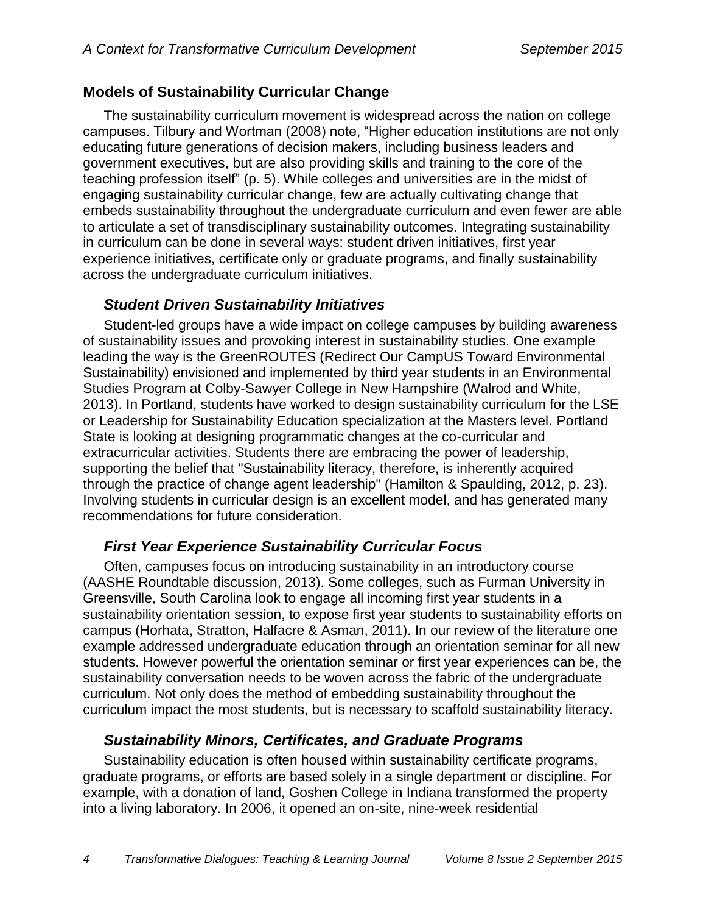## Models of Sustainability Curricular Change

The sustainability curriculum movement is widespread across the nation on college campuses. Tilbury and Wortman (2008) note, "Higher education institutions are not only educating future generations of decision makers, including business leaders and government executives, but are also providing skills and training to the core of the teaching profession itself" (p. 5). While colleges and universities are in the midst of engaging sustainability curricular change, few are actually cultivating change that embeds sustainability throughout the undergraduate curriculum and even fewer are able to articulate a set of transdisciplinary sustainability outcomes. Integrating sustainability in curriculum can be done in several ways: student driven initiatives, first year experience initiatives, certificate only or graduate programs, and finally sustainability across the undergraduate curriculum initiatives.

### *Student Driven Sustainability Initiatives*

Student-led groups have a wide impact on college campuses by building awareness of sustainability issues and provoking interest in sustainability studies. One example leading the way is the GreenROUTES (Redirect Our CampUS Toward Environmental Sustainability) envisioned and implemented by third year students in an Environmental Studies Program at Colby-Sawyer College in New Hampshire (Walrod and White, 2013). In Portland, students have worked to design sustainability curriculum for the LSE or Leadership for Sustainability Education specialization at the Masters level. Portland State is looking at designing programmatic changes at the co-curricular and extracurricular activities. Students there are embracing the power of leadership, supporting the belief that "Sustainability literacy, therefore, is inherently acquired through the practice of change agent leadership" (Hamilton & Spaulding, 2012, p. 23). Involving students in curricular design is an excellent model, and has generated many recommendations for future consideration.

### *First Year Experience Sustainability Curricular Focus*

Often, campuses focus on introducing sustainability in an introductory course (AASHE Roundtable discussion, 2013). Some colleges, such as Furman University in Greensville, South Carolina look to engage all incoming first year students in a sustainability orientation session, to expose first year students to sustainability efforts on campus (Horhata, Stratton, Halfacre & Asman, 2011). In our review of the literature one example addressed undergraduate education through an orientation seminar for all new students. However powerful the orientation seminar or first year experiences can be, the sustainability conversation needs to be woven across the fabric of the undergraduate curriculum. Not only does the method of embedding sustainability throughout the curriculum impact the most students, but is necessary to scaffold sustainability literacy.

### *Sustainability Minors, Certificates, and Graduate Programs*

Sustainability education is often housed within sustainability certificate programs, graduate programs, or efforts are based solely in a single department or discipline. For example, with a donation of land, Goshen College in Indiana transformed the property into a living laboratory. In 2006, it opened an on-site, nine-week residential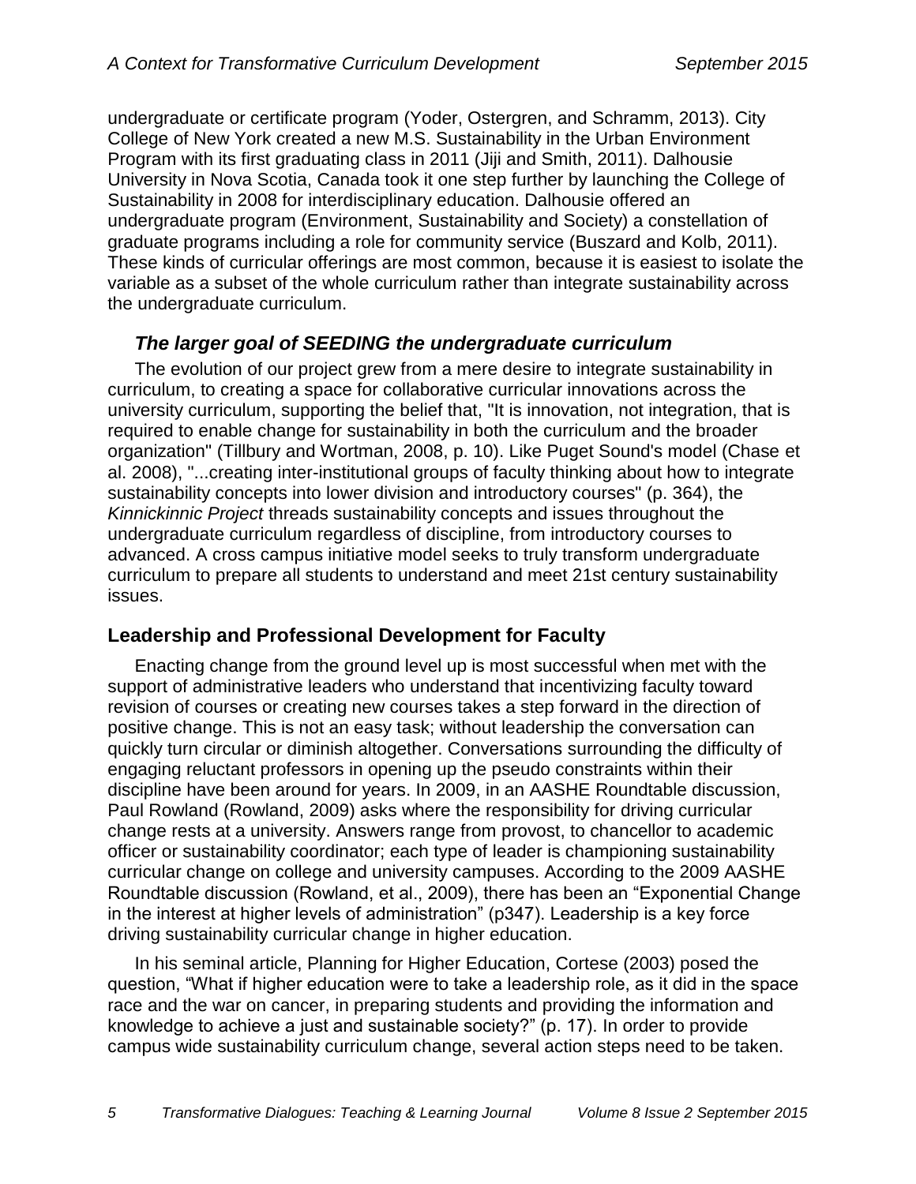undergraduate or certificate program (Yoder, Ostergren, and Schramm, 2013). City College of New York created a new M.S. Sustainability in the Urban Environment Program with its first graduating class in 2011 (Jiji and Smith, 2011). Dalhousie University in Nova Scotia, Canada took it one step further by launching the College of Sustainability in 2008 for interdisciplinary education. Dalhousie offered an undergraduate program (Environment, Sustainability and Society) a constellation of graduate programs including a role for community service (Buszard and Kolb, 2011). These kinds of curricular offerings are most common, because it is easiest to isolate the variable as a subset of the whole curriculum rather than integrate sustainability across the undergraduate curriculum.

### *The larger goal of SEEDING the undergraduate curriculum*

The evolution of our project grew from a mere desire to integrate sustainability in curriculum, to creating a space for collaborative curricular innovations across the university curriculum, supporting the belief that, "It is innovation, not integration, that is required to enable change for sustainability in both the curriculum and the broader organization" (Tillbury and Wortman, 2008, p. 10). Like Puget Sound's model (Chase et al. 2008), "...creating inter-institutional groups of faculty thinking about how to integrate sustainability concepts into lower division and introductory courses" (p. 364), the *Kinnickinnic Project* threads sustainability concepts and issues throughout the undergraduate curriculum regardless of discipline, from introductory courses to advanced. A cross campus initiative model seeks to truly transform undergraduate curriculum to prepare all students to understand and meet 21st century sustainability issues.

## Leadership and Professional Development for Faculty

Enacting change from the ground level up is most successful when met with the support of administrative leaders who understand that incentivizing faculty toward revision of courses or creating new courses takes a step forward in the direction of positive change. This is not an easy task; without leadership the conversation can quickly turn circular or diminish altogether. Conversations surrounding the difficulty of engaging reluctant professors in opening up the pseudo constraints within their discipline have been around for years. In 2009, in an AASHE Roundtable discussion, Paul Rowland (Rowland, 2009) asks where the responsibility for driving curricular change rests at a university. Answers range from provost, to chancellor to academic officer or sustainability coordinator; each type of leader is championing sustainability curricular change on college and university campuses. According to the 2009 AASHE Roundtable discussion (Rowland, et al., 2009), there has been an "Exponential Change in the interest at higher levels of administration" (p347). Leadership is a key force driving sustainability curricular change in higher education.

In his seminal article, Planning for Higher Education, Cortese (2003) posed the question, "What if higher education were to take a leadership role, as it did in the space race and the war on cancer, in preparing students and providing the information and knowledge to achieve a just and sustainable society?" (p. 17). In order to provide campus wide sustainability curriculum change, several action steps need to be taken.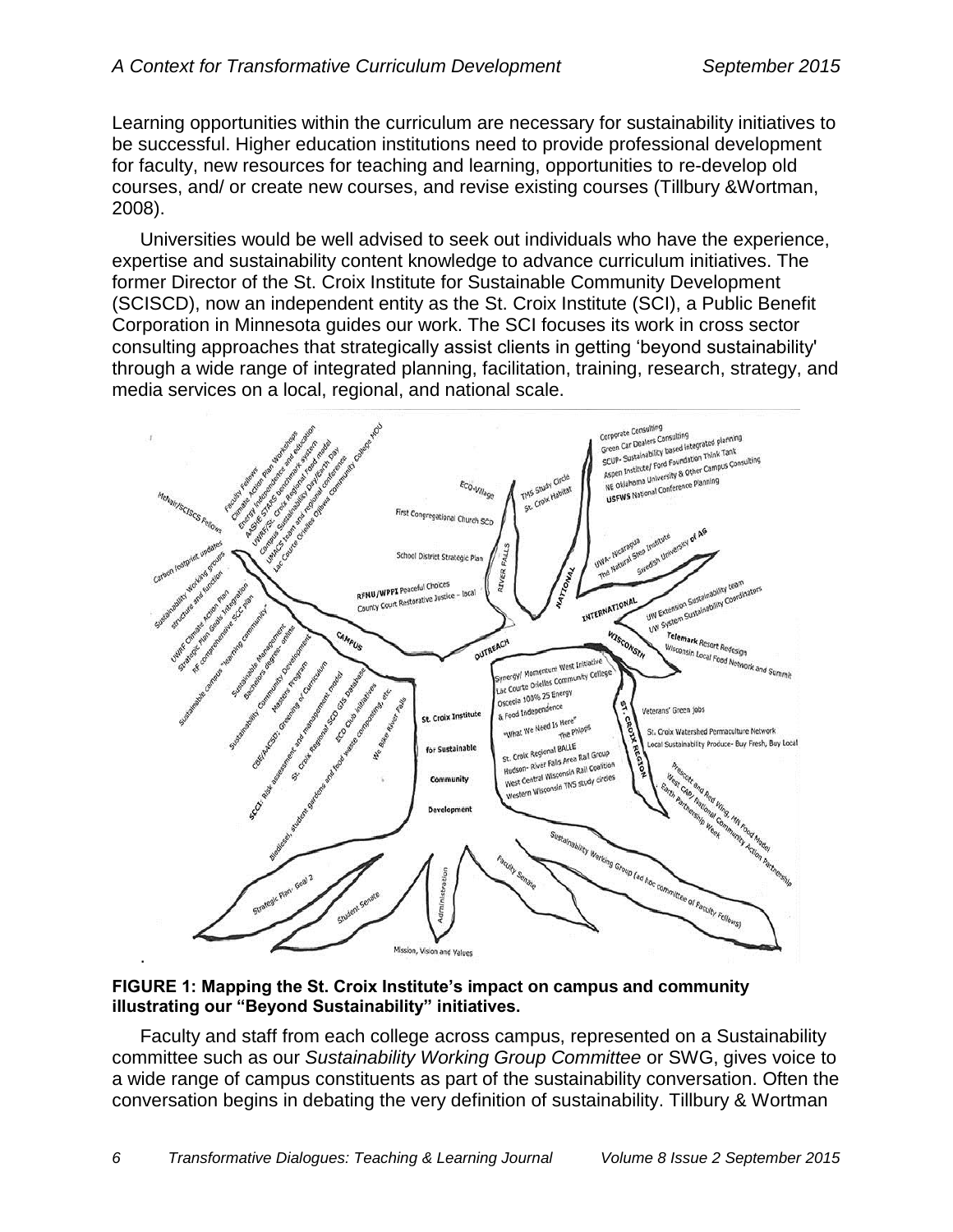Learning opportunities within the curriculum are necessary for sustainability initiatives to be successful. Higher education institutions need to provide professional development for faculty, new resources for teaching and learning, opportunities to re-develop old courses, and/ or create new courses, and revise existing courses (Tillbury &Wortman, 2008).

Universities would be well advised to seek out individuals who have the experience, expertise and sustainability content knowledge to advance curriculum initiatives. The former Director of the St. Croix Institute for Sustainable Community Development (SCISCD), now an independent entity as the St. Croix Institute (SCI), a Public Benefit Corporation in Minnesota guides our work. The SCI focuses its work in cross sector consulting approaches that strategically assist clients in getting 'beyond sustainability' through a wide range of integrated planning, facilitation, training, research, strategy, and media services on a local, regional, and national scale.

**FIGURE 1: Mapping the St. Croix Institute's impact on campus and community illustrating our "Beyond Sustainability" initiatives.**

Faculty and staff from each college across campus, represented on a Sustainability committee such as our *Sustainability Working Group Committee* or SWG, gives voice to a wide range of campus constituents as part of the sustainability conversation. Often the conversation begins in debating the very definition of sustainability. Tillbury & Wortman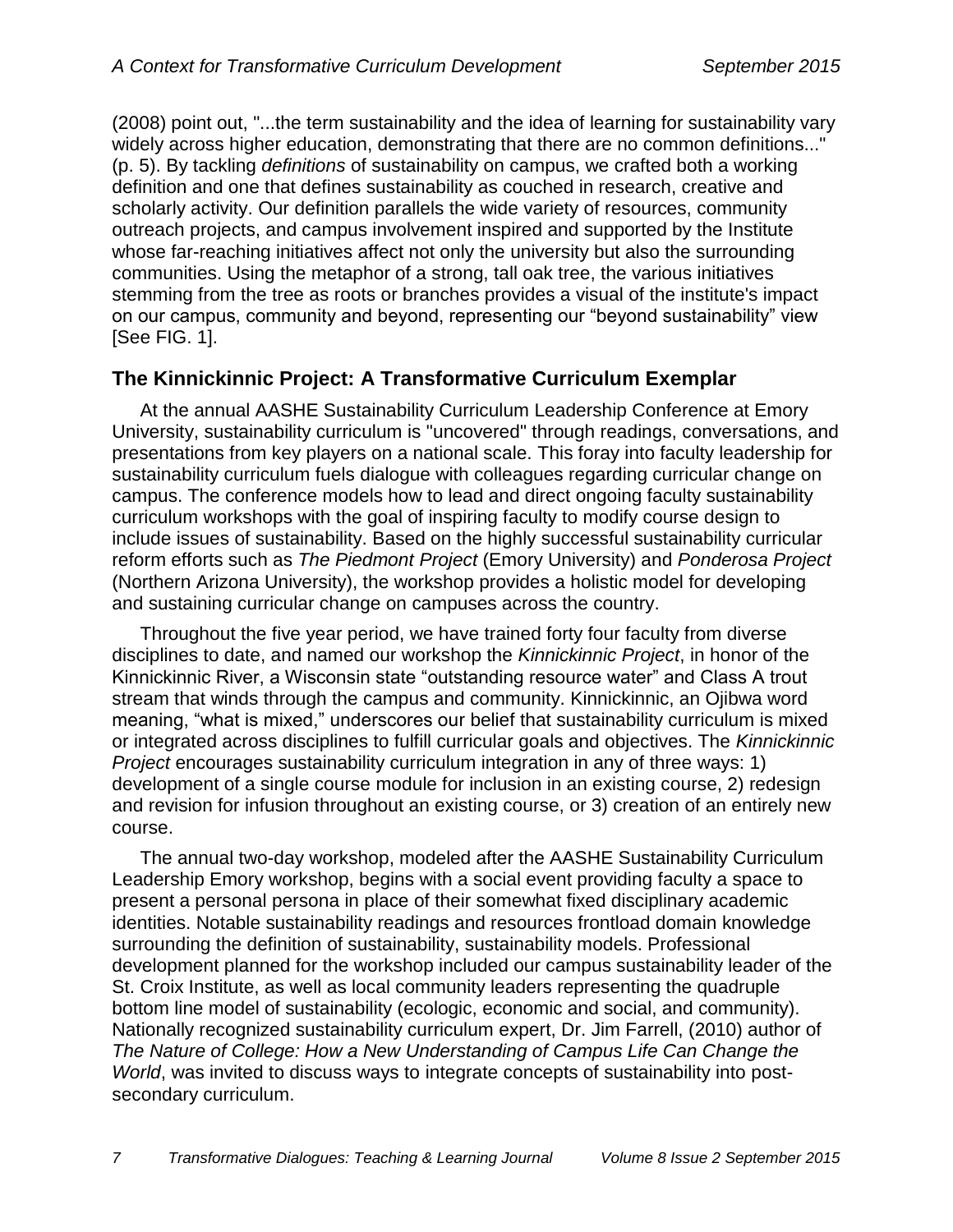(2008) point out, "...the term sustainability and the idea of learning for sustainability vary widely across higher education, demonstrating that there are no common definitions..." (p. 5). By tackling *definitions* of sustainability on campus, we crafted both a working definition and one that defines sustainability as couched in research, creative and scholarly activity. Our definition parallels the wide variety of resources, community outreach projects, and campus involvement inspired and supported by the Institute whose far-reaching initiatives affect not only the university but also the surrounding communities. Using the metaphor of a strong, tall oak tree, the various initiatives stemming from the tree as roots or branches provides a visual of the institute's impact on our campus, community and beyond, representing our "beyond sustainability" view [See FIG. 1].

## The Kinnickinnic Project: A Transformative Curriculum Exemplar

At the annual AASHE Sustainability Curriculum Leadership Conference at Emory University, sustainability curriculum is "uncovered" through readings, conversations, and presentations from key players on a national scale. This foray into faculty leadership for sustainability curriculum fuels dialogue with colleagues regarding curricular change on campus. The conference models how to lead and direct ongoing faculty sustainability curriculum workshops with the goal of inspiring faculty to modify course design to include issues of sustainability. Based on the highly successful sustainability curricular reform efforts such as *The Piedmont Project* (Emory University) and *Ponderosa Project* (Northern Arizona University), the workshop provides a holistic model for developing and sustaining curricular change on campuses across the country.

Throughout the five year period, we have trained forty four faculty from diverse disciplines to date, and named our workshop the *Kinnickinnic Project*, in honor of the Kinnickinnic River, a Wisconsin state "outstanding resource water" and Class A trout stream that winds through the campus and community. Kinnickinnic, an Ojibwa word meaning, "what is mixed," underscores our belief that sustainability curriculum is mixed or integrated across disciplines to fulfill curricular goals and objectives. The *Kinnickinnic Project* encourages sustainability curriculum integration in any of three ways: 1) development of a single course module for inclusion in an existing course, 2) redesign and revision for infusion throughout an existing course, or 3) creation of an entirely new course.

The annual two-day workshop, modeled after the AASHE Sustainability Curriculum Leadership Emory workshop, begins with a social event providing faculty a space to present a personal persona in place of their somewhat fixed disciplinary academic identities. Notable sustainability readings and resources frontload domain knowledge surrounding the definition of sustainability, sustainability models. Professional development planned for the workshop included our campus sustainability leader of the St. Croix Institute, as well as local community leaders representing the quadruple bottom line model of sustainability (ecologic, economic and social, and community). Nationally recognized sustainability curriculum expert, Dr. Jim Farrell, (2010) author of *The Nature of College: How a New Understanding of Campus Life Can Change the World*, was invited to discuss ways to integrate concepts of sustainability into post-secondary curriculum.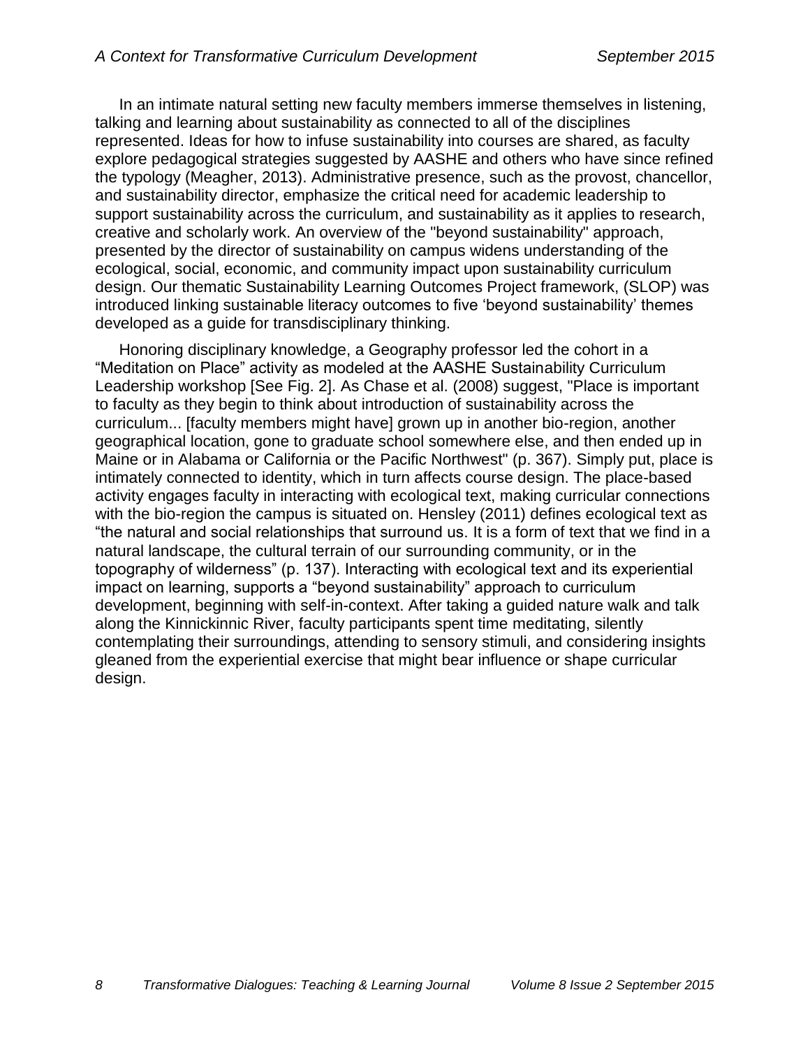In an intimate natural setting new faculty members immerse themselves in listening, talking and learning about sustainability as connected to all of the disciplines represented. Ideas for how to infuse sustainability into courses are shared, as faculty explore pedagogical strategies suggested by AASHE and others who have since refined the typology (Meagher, 2013). Administrative presence, such as the provost, chancellor, and sustainability director, emphasize the critical need for academic leadership to support sustainability across the curriculum, and sustainability as it applies to research, creative and scholarly work. An overview of the "beyond sustainability" approach, presented by the director of sustainability on campus widens understanding of the ecological, social, economic, and community impact upon sustainability curriculum design. Our thematic Sustainability Learning Outcomes Project framework, (SLOP) was introduced linking sustainable literacy outcomes to five 'beyond sustainability' themes developed as a guide for transdisciplinary thinking.

Honoring disciplinary knowledge, a Geography professor led the cohort in a "Meditation on Place" activity as modeled at the AASHE Sustainability Curriculum Leadership workshop [See Fig. 2]. As Chase et al. (2008) suggest, "Place is important to faculty as they begin to think about introduction of sustainability across the curriculum... [faculty members might have] grown up in another bio-region, another geographical location, gone to graduate school somewhere else, and then ended up in Maine or in Alabama or California or the Pacific Northwest" (p. 367). Simply put, place is intimately connected to identity, which in turn affects course design. The place-based activity engages faculty in interacting with ecological text, making curricular connections with the bio-region the campus is situated on. Hensley (2011) defines ecological text as "the natural and social relationships that surround us. It is a form of text that we find in a natural landscape, the cultural terrain of our surrounding community, or in the topography of wilderness" (p. 137). Interacting with ecological text and its experiential impact on learning, supports a "beyond sustainability" approach to curriculum development, beginning with self-in-context. After taking a guided nature walk and talk along the Kinnickinnic River, faculty participants spent time meditating, silently contemplating their surroundings, attending to sensory stimuli, and considering insights gleaned from the experiential exercise that might bear influence or shape curricular design.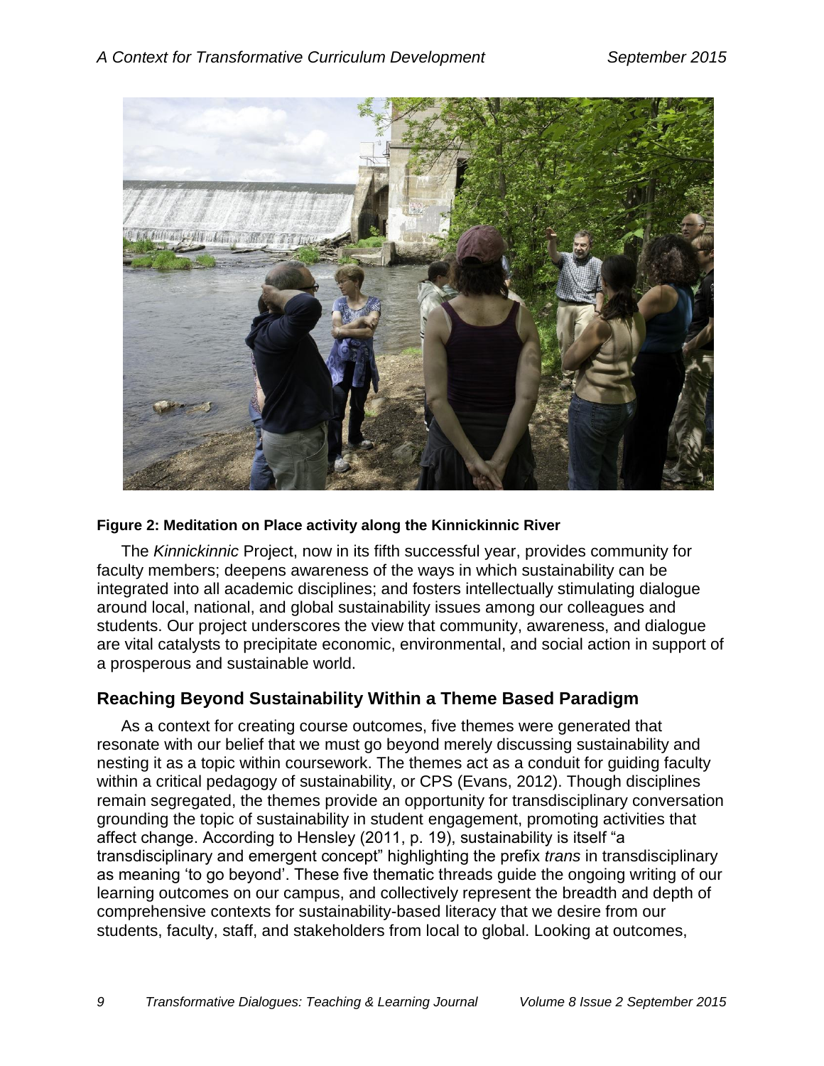**Figure 2: Meditation on Place activity along the Kinnickinnic River**

The *Kinnickinnic* Project, now in its fifth successful year, provides community for faculty members; deepens awareness of the ways in which sustainability can be integrated into all academic disciplines; and fosters intellectually stimulating dialogue around local, national, and global sustainability issues among our colleagues and students. Our project underscores the view that community, awareness, and dialogue are vital catalysts to precipitate economic, environmental, and social action in support of a prosperous and sustainable world.

## Reaching Beyond Sustainability Within a Theme Based Paradigm

As a context for creating course outcomes, five themes were generated that resonate with our belief that we must go beyond merely discussing sustainability and nesting it as a topic within coursework. The themes act as a conduit for guiding faculty within a critical pedagogy of sustainability, or CPS (Evans, 2012). Though disciplines remain segregated, the themes provide an opportunity for transdisciplinary conversation grounding the topic of sustainability in student engagement, promoting activities that affect change. According to Hensley (2011, p. 19), sustainability is itself "a transdisciplinary and emergent concept" highlighting the prefix *trans* in transdisciplinary as meaning 'to go beyond'. These five thematic threads guide the ongoing writing of our learning outcomes on our campus, and collectively represent the breadth and depth of comprehensive contexts for sustainability-based literacy that we desire from our students, faculty, staff, and stakeholders from local to global. Looking at outcomes,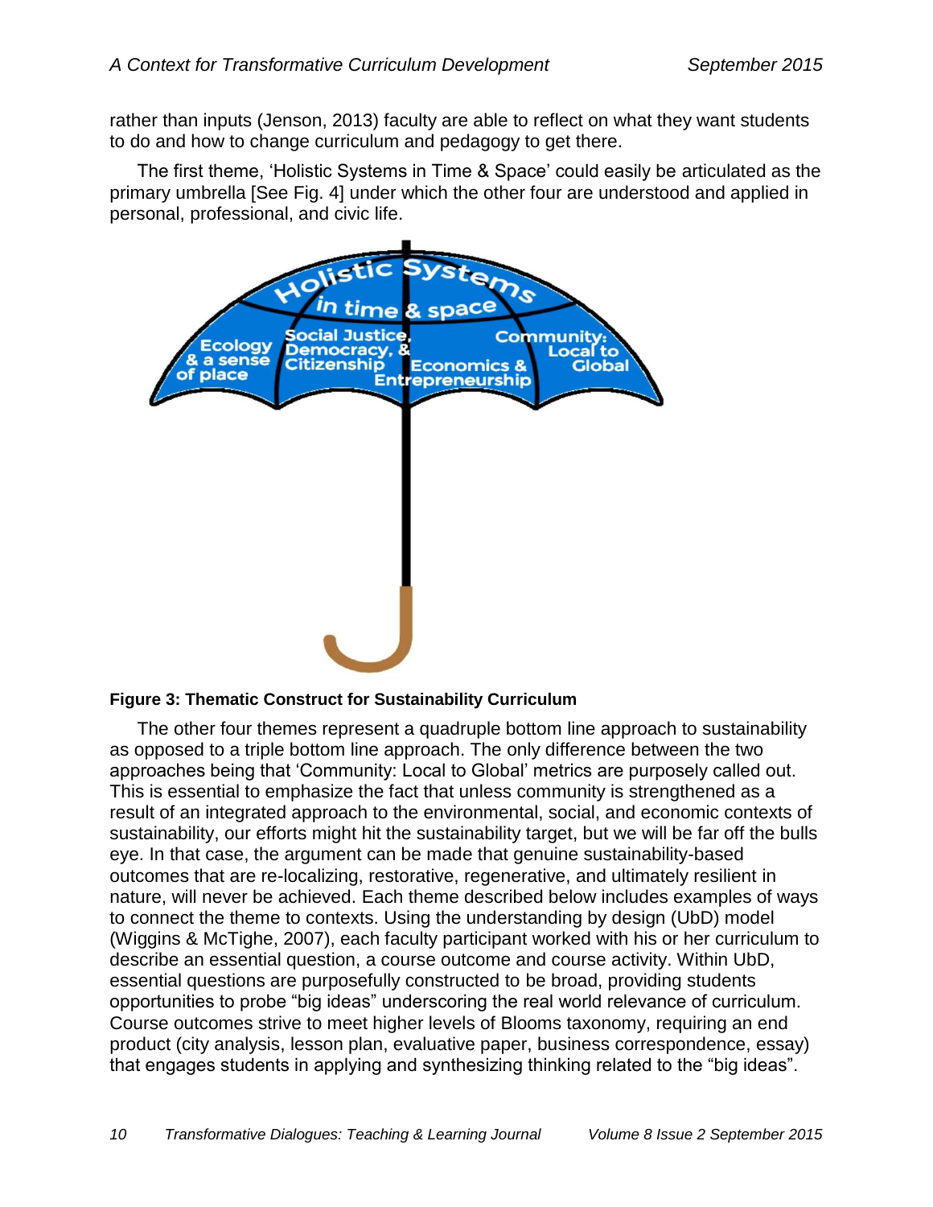rather than inputs (Jenson, 2013) faculty are able to reflect on what they want students to do and how to change curriculum and pedagogy to get there.

The first theme, 'Holistic Systems in Time & Space' could easily be articulated as the primary umbrella [See Fig. 4] under which the other four are understood and applied in personal, professional, and civic life.

**Figure 3: Thematic Construct for Sustainability Curriculum**

The other four themes represent a quadruple bottom line approach to sustainability as opposed to a triple bottom line approach. The only difference between the two approaches being that 'Community: Local to Global' metrics are purposely called out. This is essential to emphasize the fact that unless community is strengthened as a result of an integrated approach to the environmental, social, and economic contexts of sustainability, our efforts might hit the sustainability target, but we will be far off the bulls eye. In that case, the argument can be made that genuine sustainability-based outcomes that are re-localizing, restorative, regenerative, and ultimately resilient in nature, will never be achieved. Each theme described below includes examples of ways to connect the theme to contexts. Using the understanding by design (UbD) model (Wiggins & McTighe, 2007), each faculty participant worked with his or her curriculum to describe an essential question, a course outcome and course activity. Within UbD, essential questions are purposefully constructed to be broad, providing students opportunities to probe "big ideas" underscoring the real world relevance of curriculum. Course outcomes strive to meet higher levels of Blooms taxonomy, requiring an end product (city analysis, lesson plan, evaluative paper, business correspondence, essay) that engages students in applying and synthesizing thinking related to the "big ideas".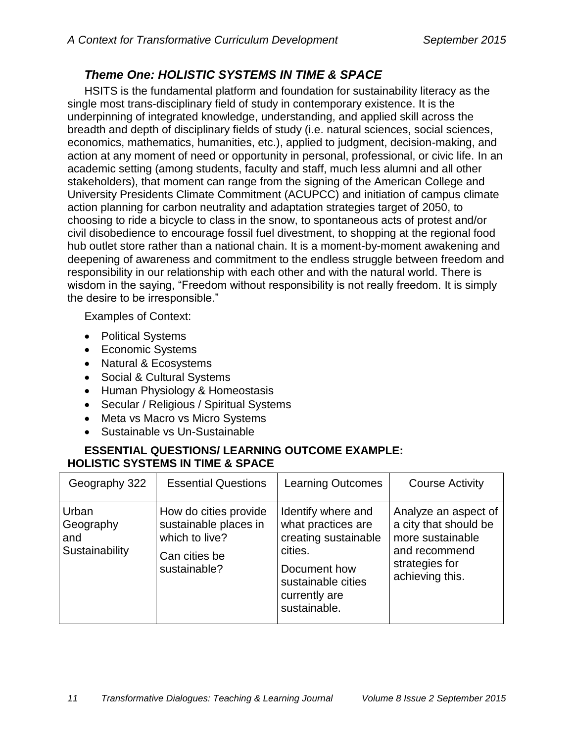### *Theme One: HOLISTIC SYSTEMS IN TIME & SPACE*

HSITS is the fundamental platform and foundation for sustainability literacy as the single most trans-disciplinary field of study in contemporary existence. It is the underpinning of integrated knowledge, understanding, and applied skill across the breadth and depth of disciplinary fields of study (i.e. natural sciences, social sciences, economics, mathematics, humanities, etc.), applied to judgment, decision-making, and action at any moment of need or opportunity in personal, professional, or civic life. In an academic setting (among students, faculty and staff, much less alumni and all other stakeholders), that moment can range from the signing of the American College and University Presidents Climate Commitment (ACUPCC) and initiation of campus climate action planning for carbon neutrality and adaptation strategies target of 2050, to choosing to ride a bicycle to class in the snow, to spontaneous acts of protest and/or civil disobedience to encourage fossil fuel divestment, to shopping at the regional food hub outlet store rather than a national chain. It is a moment-by-moment awakening and deepening of awareness and commitment to the endless struggle between freedom and responsibility in our relationship with each other and with the natural world. There is wisdom in the saying, "Freedom without responsibility is not really freedom. It is simply the desire to be irresponsible."

Examples of Context:

- Political Systems
- Economic Systems
- Natural & Ecosystems
- Social & Cultural Systems
- Human Physiology & Homeostasis
- Secular / Religious / Spiritual Systems
- Meta vs Macro vs Micro Systems
- Sustainable vs Un-Sustainable

**ESSENTIAL QUESTIONS/ LEARNING OUTCOME EXAMPLE: HOLISTIC SYSTEMS IN TIME & SPACE**

| Geography 322 | Essential Questions | Learning Outcomes | Course Activity |
|---|---|---|---|
| Urban Geography and Sustainability | How do cities provide sustainable places in which to live?<br>Can cities be sustainable? | Identify where and what practices are creating sustainable cities.<br>Document how sustainable cities currently are sustainable. | Analyze an aspect of a city that should be more sustainable and recommend strategies for achieving this. |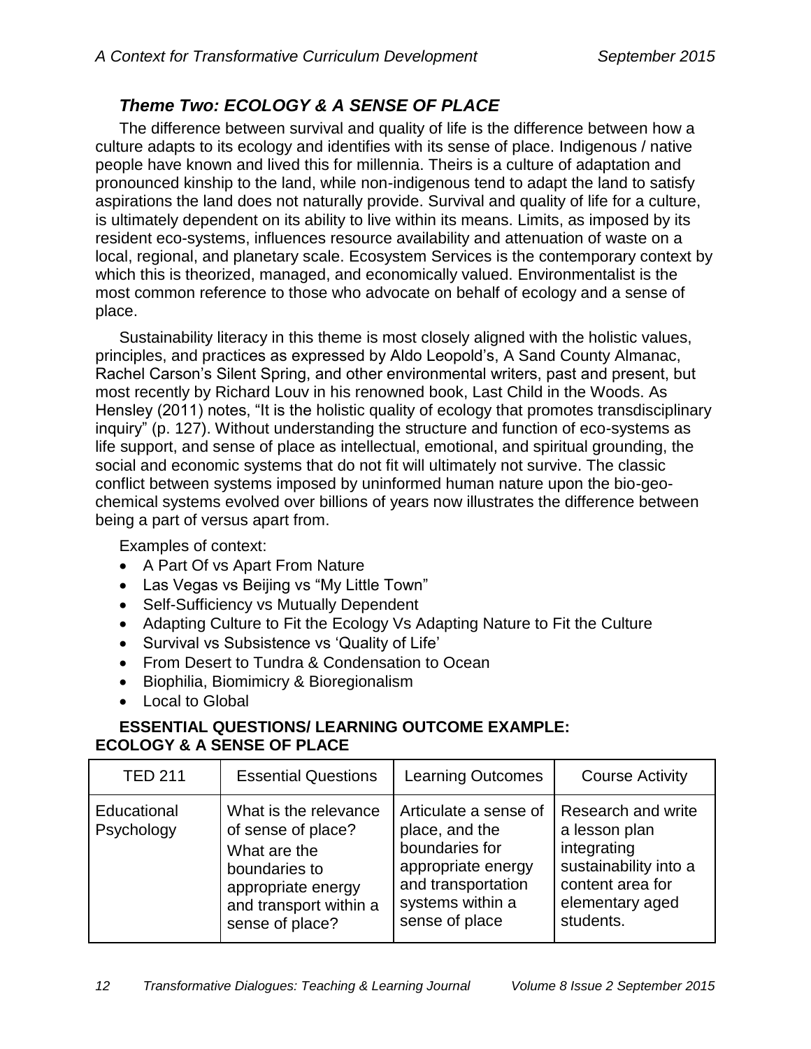### *Theme Two: ECOLOGY & A SENSE OF PLACE*

The difference between survival and quality of life is the difference between how a culture adapts to its ecology and identifies with its sense of place. Indigenous / native people have known and lived this for millennia. Theirs is a culture of adaptation and pronounced kinship to the land, while non-indigenous tend to adapt the land to satisfy aspirations the land does not naturally provide. Survival and quality of life for a culture, is ultimately dependent on its ability to live within its means. Limits, as imposed by its resident eco-systems, influences resource availability and attenuation of waste on a local, regional, and planetary scale. Ecosystem Services is the contemporary context by which this is theorized, managed, and economically valued. Environmentalist is the most common reference to those who advocate on behalf of ecology and a sense of place.

Sustainability literacy in this theme is most closely aligned with the holistic values, principles, and practices as expressed by Aldo Leopold's, A Sand County Almanac, Rachel Carson's Silent Spring, and other environmental writers, past and present, but most recently by Richard Louv in his renowned book, Last Child in the Woods. As Hensley (2011) notes, "It is the holistic quality of ecology that promotes transdisciplinary inquiry" (p. 127). Without understanding the structure and function of eco-systems as life support, and sense of place as intellectual, emotional, and spiritual grounding, the social and economic systems that do not fit will ultimately not survive. The classic conflict between systems imposed by uninformed human nature upon the bio-geo-chemical systems evolved over billions of years now illustrates the difference between being a part of versus apart from.

Examples of context:

- A Part Of vs Apart From Nature
- Las Vegas vs Beijing vs "My Little Town"
- Self-Sufficiency vs Mutually Dependent
- Adapting Culture to Fit the Ecology Vs Adapting Nature to Fit the Culture
- Survival vs Subsistence vs 'Quality of Life'
- From Desert to Tundra & Condensation to Ocean
- Biophilia, Biomimicry & Bioregionalism
- Local to Global

**ESSENTIAL QUESTIONS/ LEARNING OUTCOME EXAMPLE: ECOLOGY & A SENSE OF PLACE**

| TED 211 | Essential Questions | Learning Outcomes | Course Activity |
|---|---|---|---|
| Educational Psychology | What is the relevance of sense of place? What are the boundaries to appropriate energy and transport within a sense of place? | Articulate a sense of place, and the boundaries for appropriate energy and transportation systems within a sense of place | Research and write a lesson plan integrating sustainability into a content area for elementary aged students. |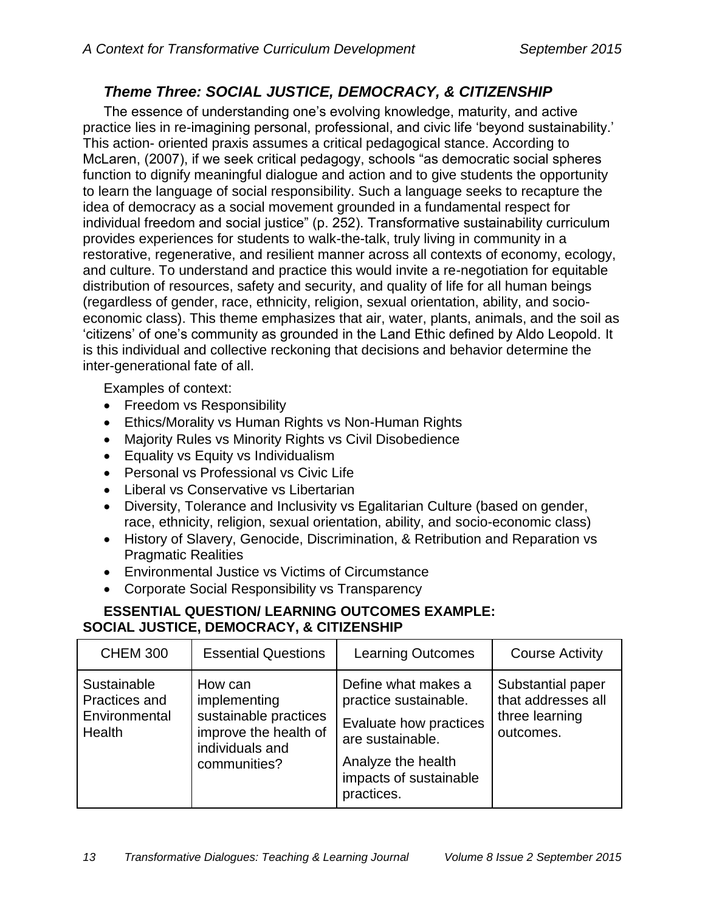### *Theme Three: SOCIAL JUSTICE, DEMOCRACY, & CITIZENSHIP*

The essence of understanding one's evolving knowledge, maturity, and active practice lies in re-imagining personal, professional, and civic life 'beyond sustainability.' This action- oriented praxis assumes a critical pedagogical stance. According to McLaren, (2007), if we seek critical pedagogy, schools "as democratic social spheres function to dignify meaningful dialogue and action and to give students the opportunity to learn the language of social responsibility. Such a language seeks to recapture the idea of democracy as a social movement grounded in a fundamental respect for individual freedom and social justice" (p. 252). Transformative sustainability curriculum provides experiences for students to walk-the-talk, truly living in community in a restorative, regenerative, and resilient manner across all contexts of economy, ecology, and culture. To understand and practice this would invite a re-negotiation for equitable distribution of resources, safety and security, and quality of life for all human beings (regardless of gender, race, ethnicity, religion, sexual orientation, ability, and socio-economic class). This theme emphasizes that air, water, plants, animals, and the soil as 'citizens' of one's community as grounded in the Land Ethic defined by Aldo Leopold. It is this individual and collective reckoning that decisions and behavior determine the inter-generational fate of all.

Examples of context:

- Freedom vs Responsibility
- Ethics/Morality vs Human Rights vs Non-Human Rights
- Majority Rules vs Minority Rights vs Civil Disobedience
- Equality vs Equity vs Individualism
- Personal vs Professional vs Civic Life
- Liberal vs Conservative vs Libertarian
- Diversity, Tolerance and Inclusivity vs Egalitarian Culture (based on gender, race, ethnicity, religion, sexual orientation, ability, and socio-economic class)
- History of Slavery, Genocide, Discrimination, & Retribution and Reparation vs Pragmatic Realities
- Environmental Justice vs Victims of Circumstance
- Corporate Social Responsibility vs Transparency

**ESSENTIAL QUESTION/ LEARNING OUTCOMES EXAMPLE: SOCIAL JUSTICE, DEMOCRACY, & CITIZENSHIP**

| CHEM 300 | Essential Questions | Learning Outcomes | Course Activity |
| --- | --- | --- | --- |
| Sustainable Practices and Environmental Health | How can implementing sustainable practices improve the health of individuals and communities? | Define what makes a practice sustainable.<br>Evaluate how practices are sustainable.<br>Analyze the health impacts of sustainable practices. | Substantial paper that addresses all three learning outcomes. |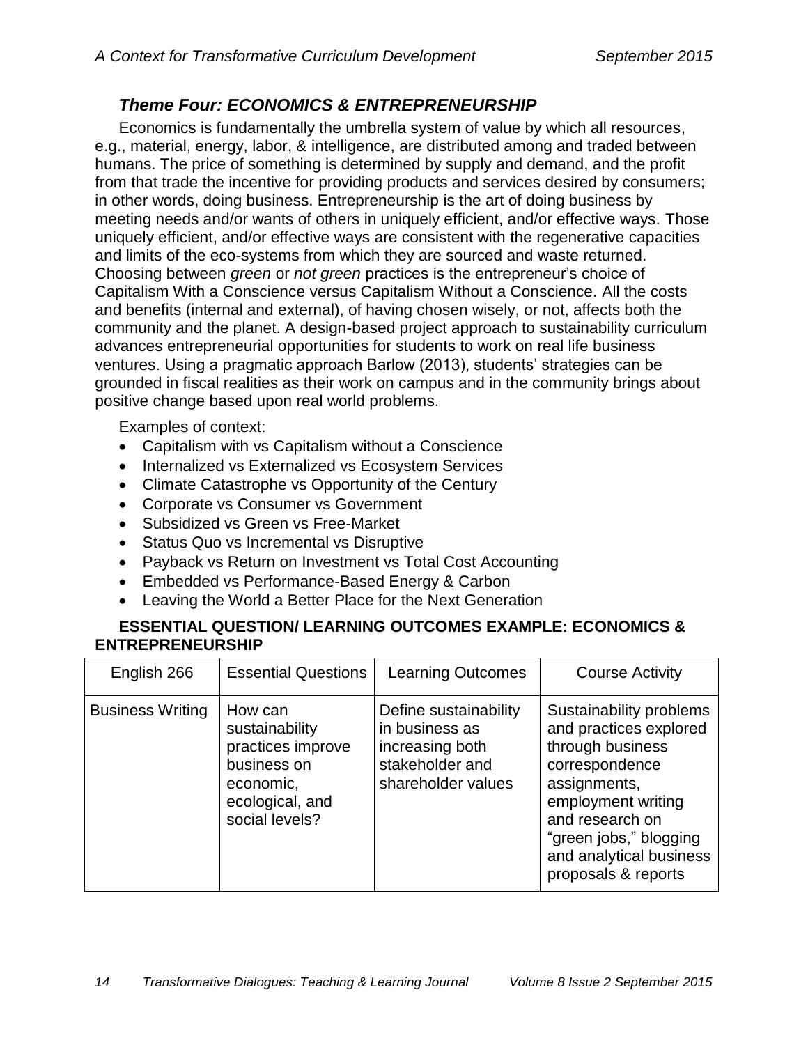### *Theme Four: ECONOMICS & ENTREPRENEURSHIP*

Economics is fundamentally the umbrella system of value by which all resources, e.g., material, energy, labor, & intelligence, are distributed among and traded between humans. The price of something is determined by supply and demand, and the profit from that trade the incentive for providing products and services desired by consumers; in other words, doing business. Entrepreneurship is the art of doing business by meeting needs and/or wants of others in uniquely efficient, and/or effective ways. Those uniquely efficient, and/or effective ways are consistent with the regenerative capacities and limits of the eco-systems from which they are sourced and waste returned. Choosing between *green* or *not green* practices is the entrepreneur's choice of Capitalism With a Conscience versus Capitalism Without a Conscience. All the costs and benefits (internal and external), of having chosen wisely, or not, affects both the community and the planet. A design-based project approach to sustainability curriculum advances entrepreneurial opportunities for students to work on real life business ventures. Using a pragmatic approach Barlow (2013), students' strategies can be grounded in fiscal realities as their work on campus and in the community brings about positive change based upon real world problems.

Examples of context:

- Capitalism with vs Capitalism without a Conscience
- Internalized vs Externalized vs Ecosystem Services
- Climate Catastrophe vs Opportunity of the Century
- Corporate vs Consumer vs Government
- Subsidized vs Green vs Free-Market
- Status Quo vs Incremental vs Disruptive
- Payback vs Return on Investment vs Total Cost Accounting
- Embedded vs Performance-Based Energy & Carbon
- Leaving the World a Better Place for the Next Generation

**ESSENTIAL QUESTION/ LEARNING OUTCOMES EXAMPLE: ECONOMICS & ENTREPRENEURSHIP**

| English 266 | Essential Questions | Learning Outcomes | Course Activity |
|---|---|---|---|
| Business Writing | How can sustainability practices improve business on economic, ecological, and social levels? | Define sustainability in business as increasing both stakeholder and shareholder values | Sustainability problems and practices explored through business correspondence assignments, employment writing and research on "green jobs," blogging and analytical business proposals & reports |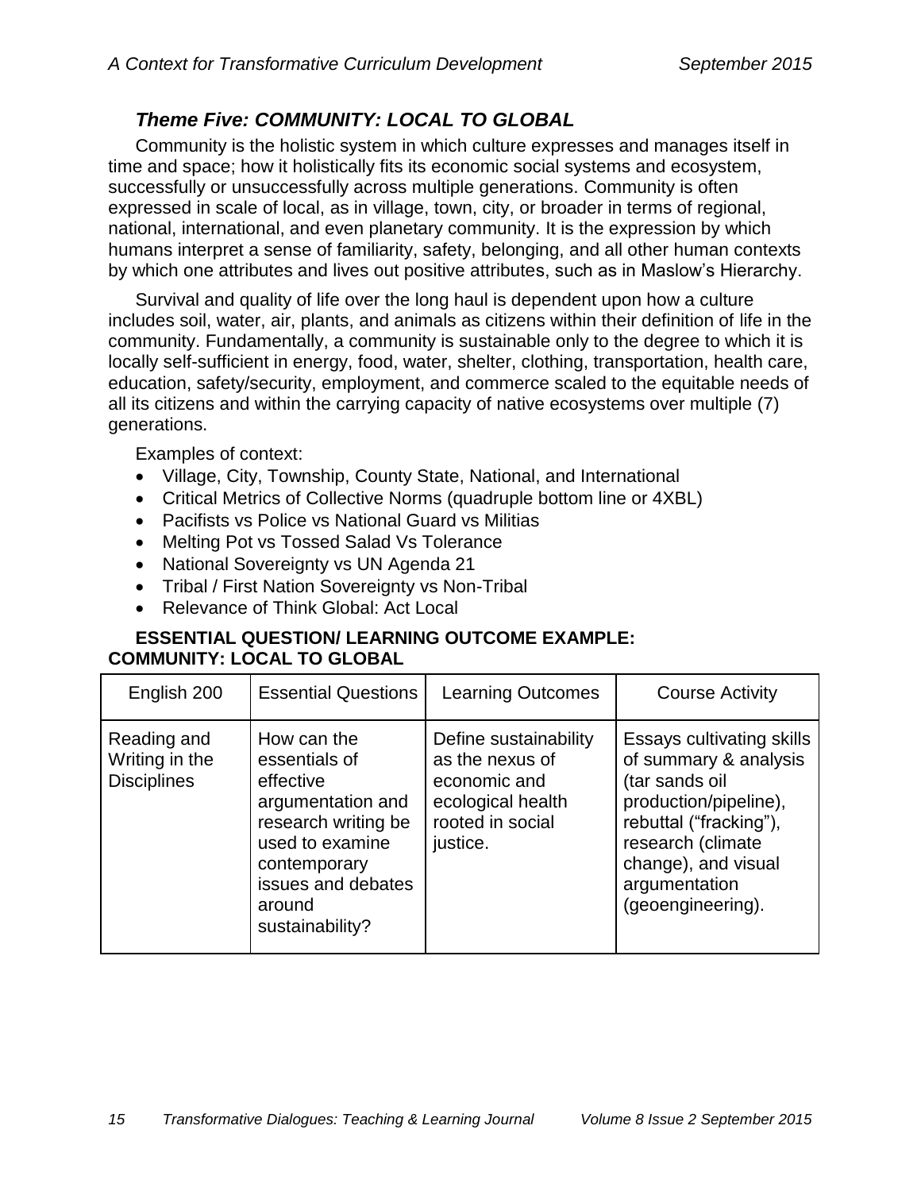### *Theme Five: COMMUNITY: LOCAL TO GLOBAL*

Community is the holistic system in which culture expresses and manages itself in time and space; how it holistically fits its economic social systems and ecosystem, successfully or unsuccessfully across multiple generations. Community is often expressed in scale of local, as in village, town, city, or broader in terms of regional, national, international, and even planetary community. It is the expression by which humans interpret a sense of familiarity, safety, belonging, and all other human contexts by which one attributes and lives out positive attributes, such as in Maslow's Hierarchy.

Survival and quality of life over the long haul is dependent upon how a culture includes soil, water, air, plants, and animals as citizens within their definition of life in the community. Fundamentally, a community is sustainable only to the degree to which it is locally self-sufficient in energy, food, water, shelter, clothing, transportation, health care, education, safety/security, employment, and commerce scaled to the equitable needs of all its citizens and within the carrying capacity of native ecosystems over multiple (7) generations.

Examples of context:

- Village, City, Township, County State, National, and International
- Critical Metrics of Collective Norms (quadruple bottom line or 4XBL)
- Pacifists vs Police vs National Guard vs Militias
- Melting Pot vs Tossed Salad Vs Tolerance
- National Sovereignty vs UN Agenda 21
- Tribal / First Nation Sovereignty vs Non-Tribal
- Relevance of Think Global: Act Local

**ESSENTIAL QUESTION/ LEARNING OUTCOME EXAMPLE: COMMUNITY: LOCAL TO GLOBAL**

| English 200 | Essential Questions | Learning Outcomes | Course Activity |
| --- | --- | --- | --- |
| Reading and Writing in the Disciplines | How can the essentials of effective argumentation and research writing be used to examine contemporary issues and debates around sustainability? | Define sustainability as the nexus of economic and ecological health rooted in social justice. | Essays cultivating skills of summary & analysis (tar sands oil production/pipeline), rebuttal ("fracking"), research (climate change), and visual argumentation (geoengineering). |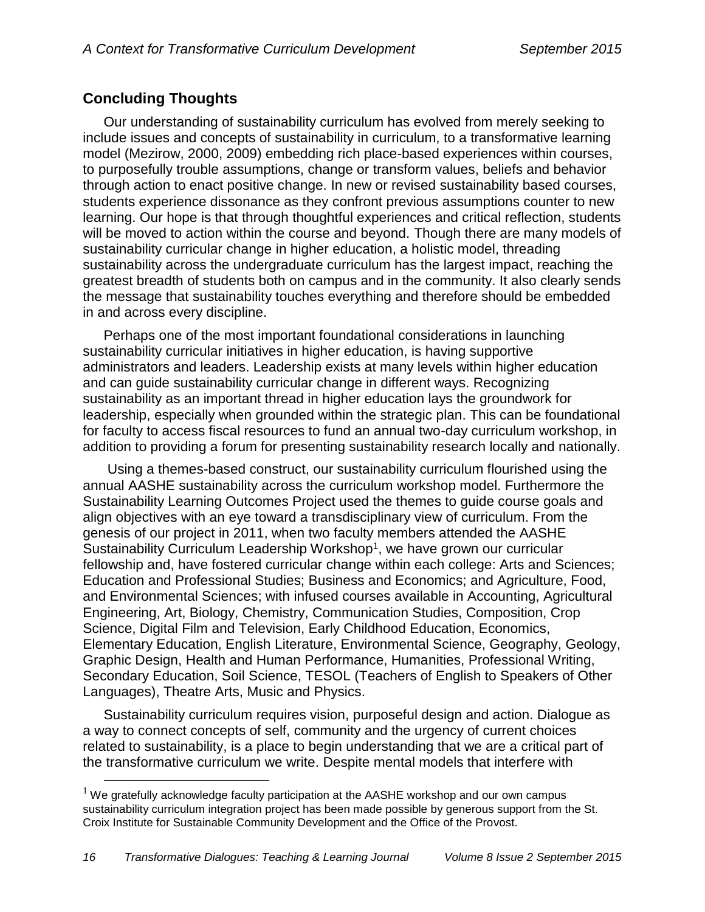## Concluding Thoughts

Our understanding of sustainability curriculum has evolved from merely seeking to include issues and concepts of sustainability in curriculum, to a transformative learning model (Mezirow, 2000, 2009) embedding rich place-based experiences within courses, to purposefully trouble assumptions, change or transform values, beliefs and behavior through action to enact positive change. In new or revised sustainability based courses, students experience dissonance as they confront previous assumptions counter to new learning. Our hope is that through thoughtful experiences and critical reflection, students will be moved to action within the course and beyond. Though there are many models of sustainability curricular change in higher education, a holistic model, threading sustainability across the undergraduate curriculum has the largest impact, reaching the greatest breadth of students both on campus and in the community. It also clearly sends the message that sustainability touches everything and therefore should be embedded in and across every discipline.

Perhaps one of the most important foundational considerations in launching sustainability curricular initiatives in higher education, is having supportive administrators and leaders. Leadership exists at many levels within higher education and can guide sustainability curricular change in different ways. Recognizing sustainability as an important thread in higher education lays the groundwork for leadership, especially when grounded within the strategic plan. This can be foundational for faculty to access fiscal resources to fund an annual two-day curriculum workshop, in addition to providing a forum for presenting sustainability research locally and nationally.

Using a themes-based construct, our sustainability curriculum flourished using the annual AASHE sustainability across the curriculum workshop model. Furthermore the Sustainability Learning Outcomes Project used the themes to guide course goals and align objectives with an eye toward a transdisciplinary view of curriculum. From the genesis of our project in 2011, when two faculty members attended the AASHE Sustainability Curriculum Leadership Workshop[1], we have grown our curricular fellowship and, have fostered curricular change within each college: Arts and Sciences; Education and Professional Studies; Business and Economics; and Agriculture, Food, and Environmental Sciences; with infused courses available in Accounting, Agricultural Engineering, Art, Biology, Chemistry, Communication Studies, Composition, Crop Science, Digital Film and Television, Early Childhood Education, Economics, Elementary Education, English Literature, Environmental Science, Geography, Geology, Graphic Design, Health and Human Performance, Humanities, Professional Writing, Secondary Education, Soil Science, TESOL (Teachers of English to Speakers of Other Languages), Theatre Arts, Music and Physics.

Sustainability curriculum requires vision, purposeful design and action. Dialogue as a way to connect concepts of self, community and the urgency of current choices related to sustainability, is a place to begin understanding that we are a critical part of the transformative curriculum we write. Despite mental models that interfere with

---

[1] We gratefully acknowledge faculty participation at the AASHE workshop and our own campus sustainability curriculum integration project has been made possible by generous support from the St. Croix Institute for Sustainable Community Development and the Office of the Provost.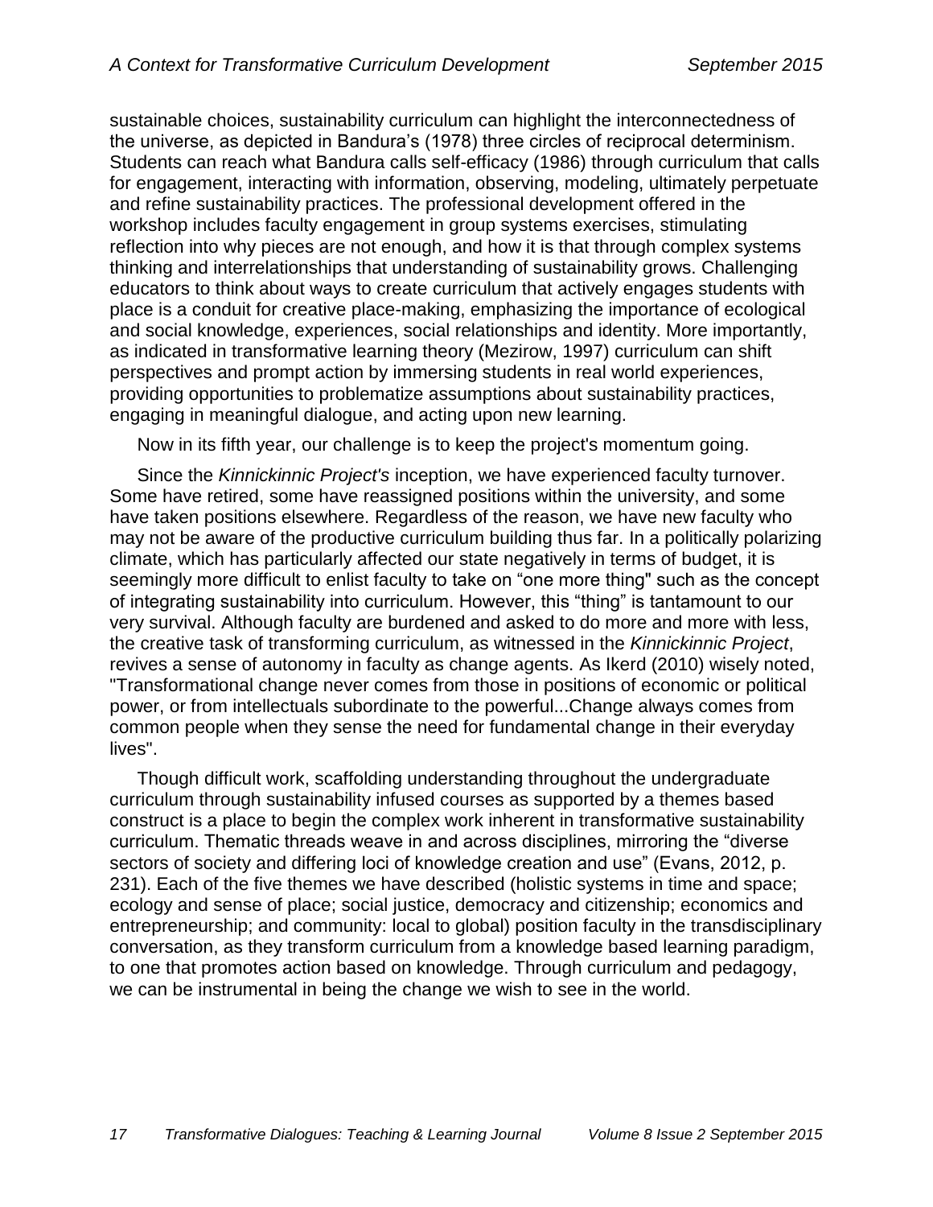sustainable choices, sustainability curriculum can highlight the interconnectedness of the universe, as depicted in Bandura's (1978) three circles of reciprocal determinism. Students can reach what Bandura calls self-efficacy (1986) through curriculum that calls for engagement, interacting with information, observing, modeling, ultimately perpetuate and refine sustainability practices. The professional development offered in the workshop includes faculty engagement in group systems exercises, stimulating reflection into why pieces are not enough, and how it is that through complex systems thinking and interrelationships that understanding of sustainability grows. Challenging educators to think about ways to create curriculum that actively engages students with place is a conduit for creative place-making, emphasizing the importance of ecological and social knowledge, experiences, social relationships and identity. More importantly, as indicated in transformative learning theory (Mezirow, 1997) curriculum can shift perspectives and prompt action by immersing students in real world experiences, providing opportunities to problematize assumptions about sustainability practices, engaging in meaningful dialogue, and acting upon new learning.

Now in its fifth year, our challenge is to keep the project's momentum going.

Since the *Kinnickinnic Project's* inception, we have experienced faculty turnover. Some have retired, some have reassigned positions within the university, and some have taken positions elsewhere. Regardless of the reason, we have new faculty who may not be aware of the productive curriculum building thus far. In a politically polarizing climate, which has particularly affected our state negatively in terms of budget, it is seemingly more difficult to enlist faculty to take on "one more thing" such as the concept of integrating sustainability into curriculum. However, this "thing" is tantamount to our very survival. Although faculty are burdened and asked to do more and more with less, the creative task of transforming curriculum, as witnessed in the *Kinnickinnic Project*, revives a sense of autonomy in faculty as change agents. As Ikerd (2010) wisely noted, "Transformational change never comes from those in positions of economic or political power, or from intellectuals subordinate to the powerful...Change always comes from common people when they sense the need for fundamental change in their everyday lives".

Though difficult work, scaffolding understanding throughout the undergraduate curriculum through sustainability infused courses as supported by a themes based construct is a place to begin the complex work inherent in transformative sustainability curriculum. Thematic threads weave in and across disciplines, mirroring the "diverse sectors of society and differing loci of knowledge creation and use" (Evans, 2012, p. 231). Each of the five themes we have described (holistic systems in time and space; ecology and sense of place; social justice, democracy and citizenship; economics and entrepreneurship; and community: local to global) position faculty in the transdisciplinary conversation, as they transform curriculum from a knowledge based learning paradigm, to one that promotes action based on knowledge. Through curriculum and pedagogy, we can be instrumental in being the change we wish to see in the world.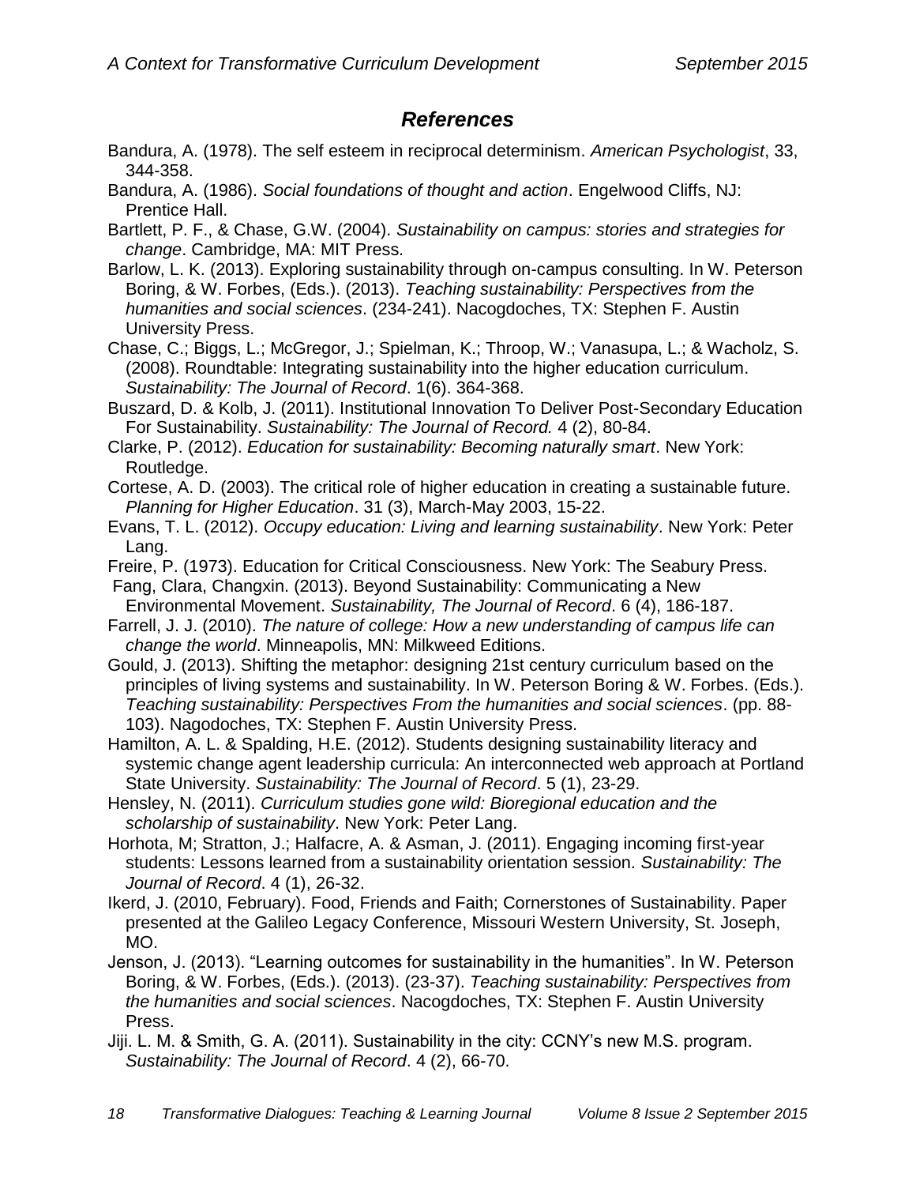## *References*

Bandura, A. (1978). The self esteem in reciprocal determinism. *American Psychologist*, 33, 344-358.

Bandura, A. (1986). *Social foundations of thought and action*. Engelwood Cliffs, NJ: Prentice Hall.

Bartlett, P. F., & Chase, G.W. (2004). *Sustainability on campus: stories and strategies for change*. Cambridge, MA: MIT Press.

Barlow, L. K. (2013). Exploring sustainability through on-campus consulting. In W. Peterson Boring, & W. Forbes, (Eds.). (2013). *Teaching sustainability: Perspectives from the humanities and social sciences*. (234-241). Nacogdoches, TX: Stephen F. Austin University Press.

Chase, C.; Biggs, L.; McGregor, J.; Spielman, K.; Throop, W.; Vanasupa, L.; & Wacholz, S. (2008). Roundtable: Integrating sustainability into the higher education curriculum. *Sustainability: The Journal of Record*. 1(6). 364-368.

Buszard, D. & Kolb, J. (2011). Institutional Innovation To Deliver Post-Secondary Education For Sustainability. *Sustainability: The Journal of Record.* 4 (2), 80-84.

Clarke, P. (2012). *Education for sustainability: Becoming naturally smart*. New York: Routledge.

Cortese, A. D. (2003). The critical role of higher education in creating a sustainable future. *Planning for Higher Education*. 31 (3), March-May 2003, 15-22.

Evans, T. L. (2012). *Occupy education: Living and learning sustainability*. New York: Peter Lang.

Freire, P. (1973). Education for Critical Consciousness. New York: The Seabury Press.

Fang, Clara, Changxin. (2013). Beyond Sustainability: Communicating a New Environmental Movement. *Sustainability, The Journal of Record*. 6 (4), 186-187.

Farrell, J. J. (2010). *The nature of college: How a new understanding of campus life can change the world*. Minneapolis, MN: Milkweed Editions.

Gould, J. (2013). Shifting the metaphor: designing 21st century curriculum based on the principles of living systems and sustainability. In W. Peterson Boring & W. Forbes. (Eds.). *Teaching sustainability: Perspectives From the humanities and social sciences*. (pp. 88-103). Nagodoches, TX: Stephen F. Austin University Press.

Hamilton, A. L. & Spalding, H.E. (2012). Students designing sustainability literacy and systemic change agent leadership curricula: An interconnected web approach at Portland State University. *Sustainability: The Journal of Record*. 5 (1), 23-29.

Hensley, N. (2011). *Curriculum studies gone wild: Bioregional education and the scholarship of sustainability*. New York: Peter Lang.

Horhota, M; Stratton, J.; Halfacre, A. & Asman, J. (2011). Engaging incoming first-year students: Lessons learned from a sustainability orientation session. *Sustainability: The Journal of Record*. 4 (1), 26-32.

Ikerd, J. (2010, February). Food, Friends and Faith; Cornerstones of Sustainability. Paper presented at the Galileo Legacy Conference, Missouri Western University, St. Joseph, MO.

Jenson, J. (2013). "Learning outcomes for sustainability in the humanities". In W. Peterson Boring, & W. Forbes, (Eds.). (2013). (23-37). *Teaching sustainability: Perspectives from the humanities and social sciences*. Nacogdoches, TX: Stephen F. Austin University Press.

Jiji. L. M. & Smith, G. A. (2011). Sustainability in the city: CCNY's new M.S. program. *Sustainability: The Journal of Record*. 4 (2), 66-70.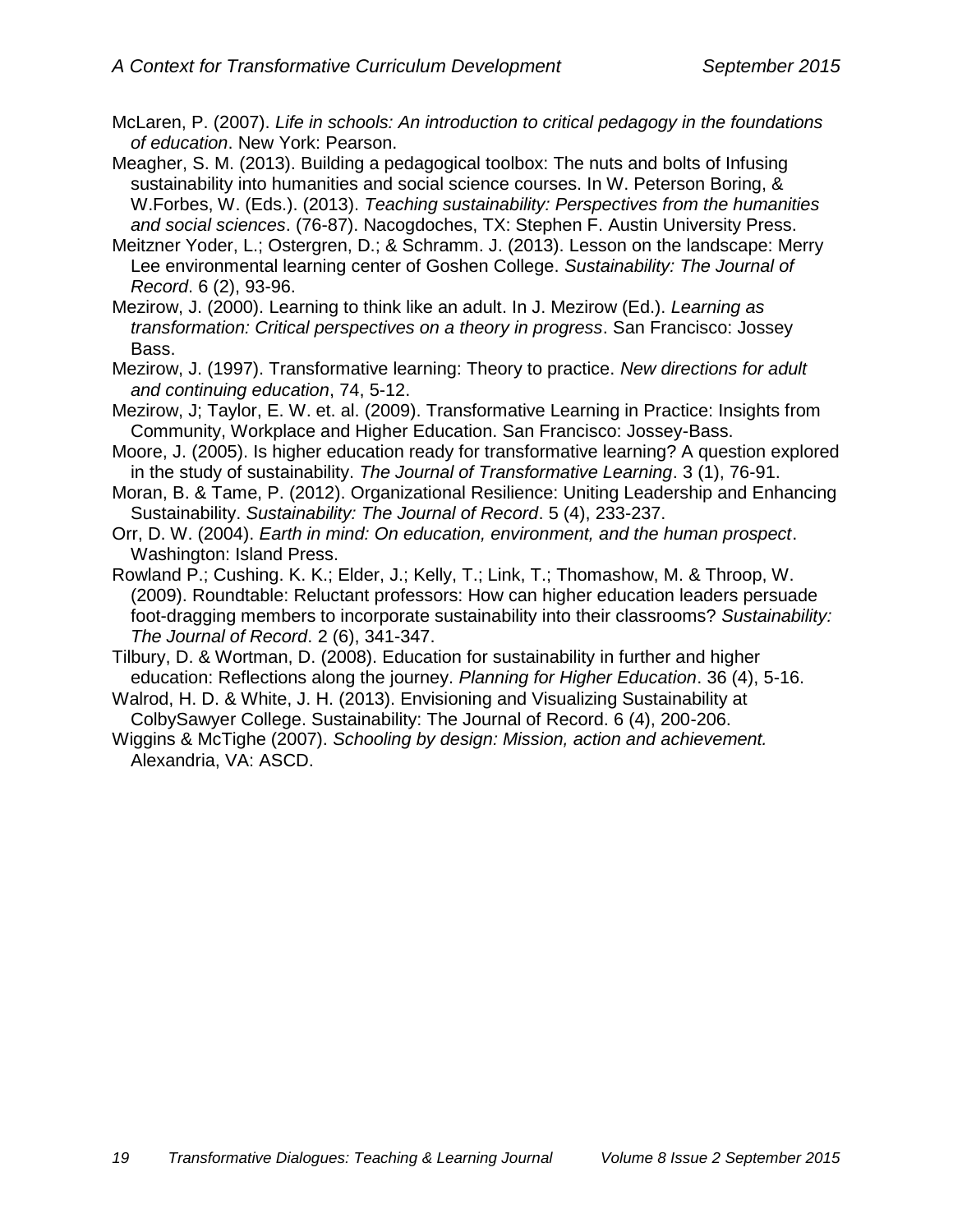McLaren, P. (2007). *Life in schools: An introduction to critical pedagogy in the foundations of education*. New York: Pearson.

Meagher, S. M. (2013). Building a pedagogical toolbox: The nuts and bolts of Infusing sustainability into humanities and social science courses. In W. Peterson Boring, & W.Forbes, W. (Eds.). (2013). *Teaching sustainability: Perspectives from the humanities and social sciences*. (76-87). Nacogdoches, TX: Stephen F. Austin University Press.

Meitzner Yoder, L.; Ostergren, D.; & Schramm. J. (2013). Lesson on the landscape: Merry Lee environmental learning center of Goshen College. *Sustainability: The Journal of Record*. 6 (2), 93-96.

Mezirow, J. (2000). Learning to think like an adult. In J. Mezirow (Ed.). *Learning as transformation: Critical perspectives on a theory in progress*. San Francisco: Jossey Bass.

Mezirow, J. (1997). Transformative learning: Theory to practice. *New directions for adult and continuing education*, 74, 5-12.

Mezirow, J; Taylor, E. W. et. al. (2009). Transformative Learning in Practice: Insights from Community, Workplace and Higher Education. San Francisco: Jossey-Bass.

Moore, J. (2005). Is higher education ready for transformative learning? A question explored in the study of sustainability. *The Journal of Transformative Learning*. 3 (1), 76-91.

Moran, B. & Tame, P. (2012). Organizational Resilience: Uniting Leadership and Enhancing Sustainability. *Sustainability: The Journal of Record*. 5 (4), 233-237.

Orr, D. W. (2004). *Earth in mind: On education, environment, and the human prospect*. Washington: Island Press.

Rowland P.; Cushing. K. K.; Elder, J.; Kelly, T.; Link, T.; Thomashow, M. & Throop, W. (2009). Roundtable: Reluctant professors: How can higher education leaders persuade foot-dragging members to incorporate sustainability into their classrooms? *Sustainability: The Journal of Record*. 2 (6), 341-347.

Tilbury, D. & Wortman, D. (2008). Education for sustainability in further and higher education: Reflections along the journey. *Planning for Higher Education*. 36 (4), 5-16.

Walrod, H. D. & White, J. H. (2013). Envisioning and Visualizing Sustainability at ColbySawyer College. Sustainability: The Journal of Record. 6 (4), 200-206.

Wiggins & McTighe (2007). *Schooling by design: Mission, action and achievement.* Alexandria, VA: ASCD.